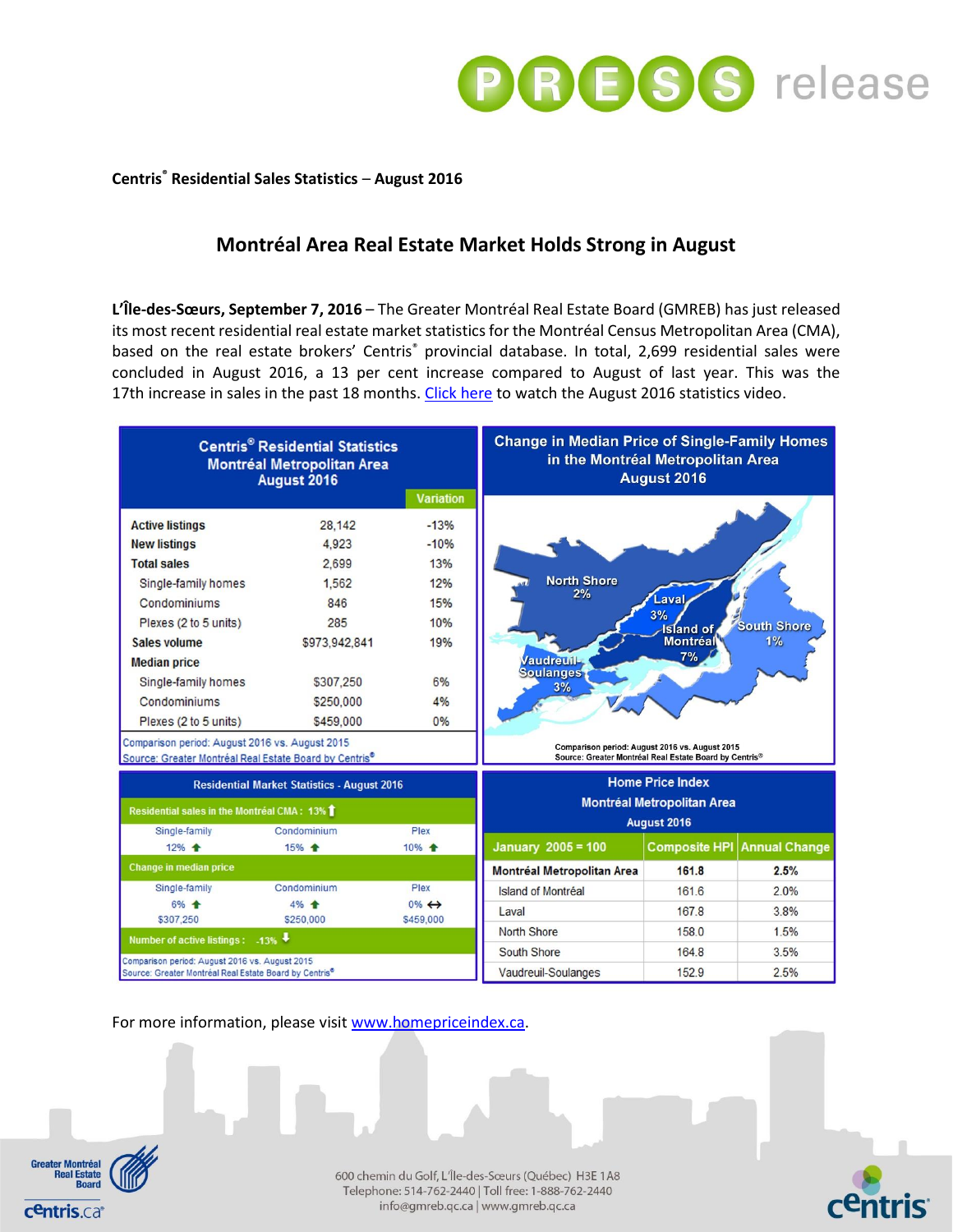**Centris® Residential Sales Statistics – August 2016**

# Montréal Area Real Estate Market Holds Strong in August

**L'Île-des-Sœurs, September 7, 2016** – The Greater Montréal Real Estate Board (GMREB) has just released its most recent residential real estate market statistics for the Montréal Census Metropolitan Area (CMA), based on the real estate brokers' Centris® provincial database. In total, 2,699 residential sales were concluded in August 2016, a 13 per cent increase compared to August of last year. This was the 17th increase in sales in the past 18 months. Click here to watch the August 2016 statistics video.

**Centris® Residential Statistics**
**Montréal Metropolitan Area**
**August 2016**

| | | Variation |
|---|---|---|
| **Active listings** | 28,142 | -13% |
| **New listings** | 4,923 | -10% |
| **Total sales** | 2,699 | 13% |
| Single-family homes | 1,562 | 12% |
| Condominiums | 846 | 15% |
| Plexes (2 to 5 units) | 285 | 10% |
| **Sales volume** | $973,942,841 | 19% |
| **Median price** | | |
| Single-family homes | $307,250 | 6% |
| Condominiums | $250,000 | 4% |
| Plexes (2 to 5 units) | $459,000 | 0% |

Comparison period: August 2016 vs. August 2015
Source: Greater Montréal Real Estate Board by Centris®

**Change in Median Price of Single-Family Homes in the Montréal Metropolitan Area**
**August 2016**

| Region | Change |
|---|---|
| North Shore | 2% |
| Laval | 3% |
| Island of Montréal | 7% |
| South Shore | 1% |
| Vaudreuil-Soulanges | 3% |

Comparison period: August 2016 vs. August 2015
Source: Greater Montréal Real Estate Board by Centris®

**Residential Market Statistics - August 2016**

Residential sales in the Montréal CMA : 13% ↑

| Single-family | Condominium | Plex |
|---|---|---|
| 12% ↑ | 15% ↑ | 10% ↑ |

Change in median price

| Single-family | Condominium | Plex |
|---|---|---|
| 6% ↑ | 4% ↑ | 0% ↔ |
| $307,250 | $250,000 | $459,000 |

Number of active listings : -13% ↓

Comparison period: August 2016 vs. August 2015
Source: Greater Montréal Real Estate Board by Centris®

**Home Price Index**
**Montréal Metropolitan Area**
**August 2016**

| January 2005 = 100 | Composite HPI | Annual Change |
|---|---|---|
| **Montréal Metropolitan Area** | **161.8** | **2.5%** |
| Island of Montréal | 161.6 | 2.0% |
| Laval | 167.8 | 3.8% |
| North Shore | 158.0 | 1.5% |
| South Shore | 164.8 | 3.5% |
| Vaudreuil-Soulanges | 152.9 | 2.5% |

For more information, please visit www.homepriceindex.ca.

600 chemin du Golf, L'Île-des-Sœurs (Québec) H3E 1A8
Telephone: 514-762-2440 | Toll free: 1-888-762-2440
info@gmreb.qc.ca | www.gmreb.qc.ca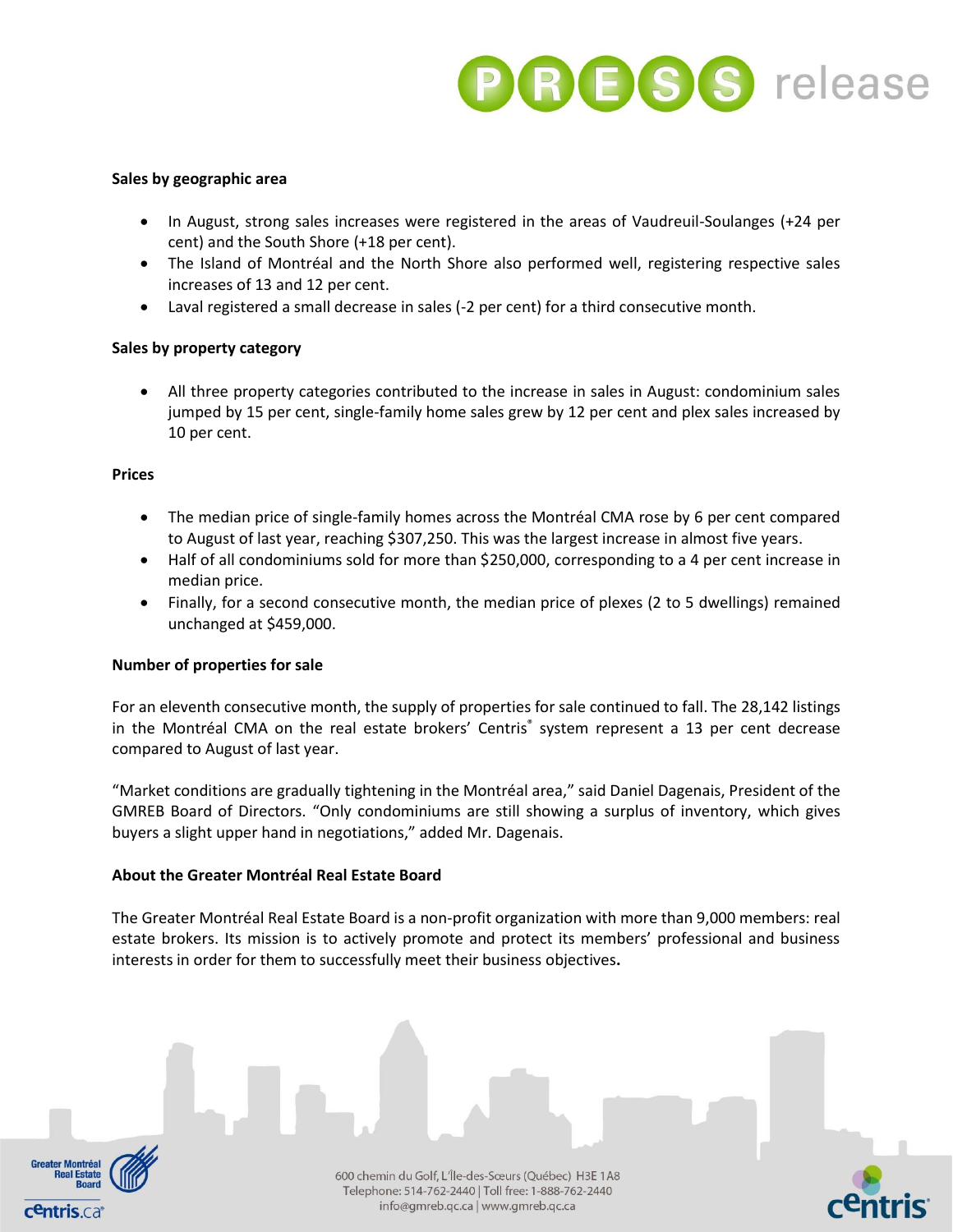**Sales by geographic area**

- In August, strong sales increases were registered in the areas of Vaudreuil-Soulanges (+24 per cent) and the South Shore (+18 per cent).
- The Island of Montréal and the North Shore also performed well, registering respective sales increases of 13 and 12 per cent.
- Laval registered a small decrease in sales (-2 per cent) for a third consecutive month.

**Sales by property category**

- All three property categories contributed to the increase in sales in August: condominium sales jumped by 15 per cent, single-family home sales grew by 12 per cent and plex sales increased by 10 per cent.

**Prices**

- The median price of single-family homes across the Montréal CMA rose by 6 per cent compared to August of last year, reaching $307,250. This was the largest increase in almost five years.
- Half of all condominiums sold for more than $250,000, corresponding to a 4 per cent increase in median price.
- Finally, for a second consecutive month, the median price of plexes (2 to 5 dwellings) remained unchanged at $459,000.

**Number of properties for sale**

For an eleventh consecutive month, the supply of properties for sale continued to fall. The 28,142 listings in the Montréal CMA on the real estate brokers' Centris® system represent a 13 per cent decrease compared to August of last year.

"Market conditions are gradually tightening in the Montréal area," said Daniel Dagenais, President of the GMREB Board of Directors. "Only condominiums are still showing a surplus of inventory, which gives buyers a slight upper hand in negotiations," added Mr. Dagenais.

**About the Greater Montréal Real Estate Board**

The Greater Montréal Real Estate Board is a non-profit organization with more than 9,000 members: real estate brokers. Its mission is to actively promote and protect its members' professional and business interests in order for them to successfully meet their business objectives**.**

600 chemin du Golf, L'Île-des-Sœurs (Québec) H3E 1A8
Telephone: 514-762-2440 | Toll free: 1-888-762-2440
info@gmreb.qc.ca | www.gmreb.qc.ca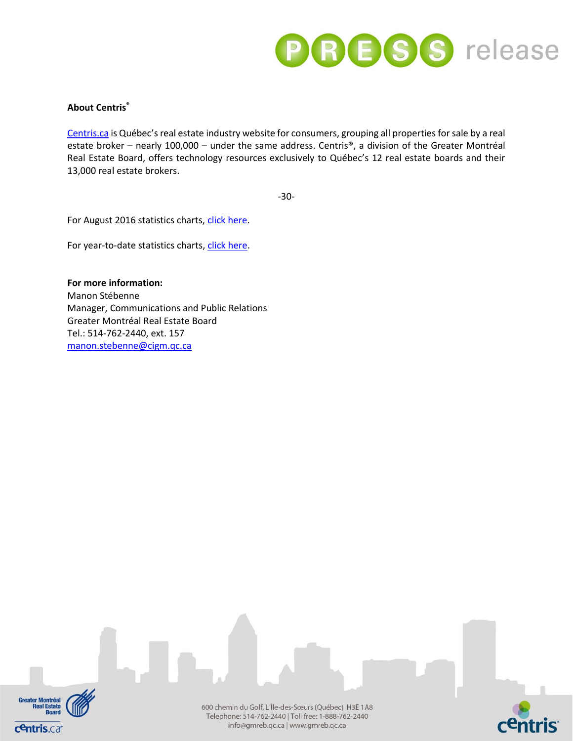**About Centris®**

Centris.ca is Québec's real estate industry website for consumers, grouping all properties for sale by a real estate broker – nearly 100,000 – under the same address. Centris®, a division of the Greater Montréal Real Estate Board, offers technology resources exclusively to Québec's 12 real estate boards and their 13,000 real estate brokers.

-30-

For August 2016 statistics charts, click here.

For year-to-date statistics charts, click here.

**For more information:**
Manon Stébenne
Manager, Communications and Public Relations
Greater Montréal Real Estate Board
Tel.: 514-762-2440, ext. 157
manon.stebenne@cigm.qc.ca